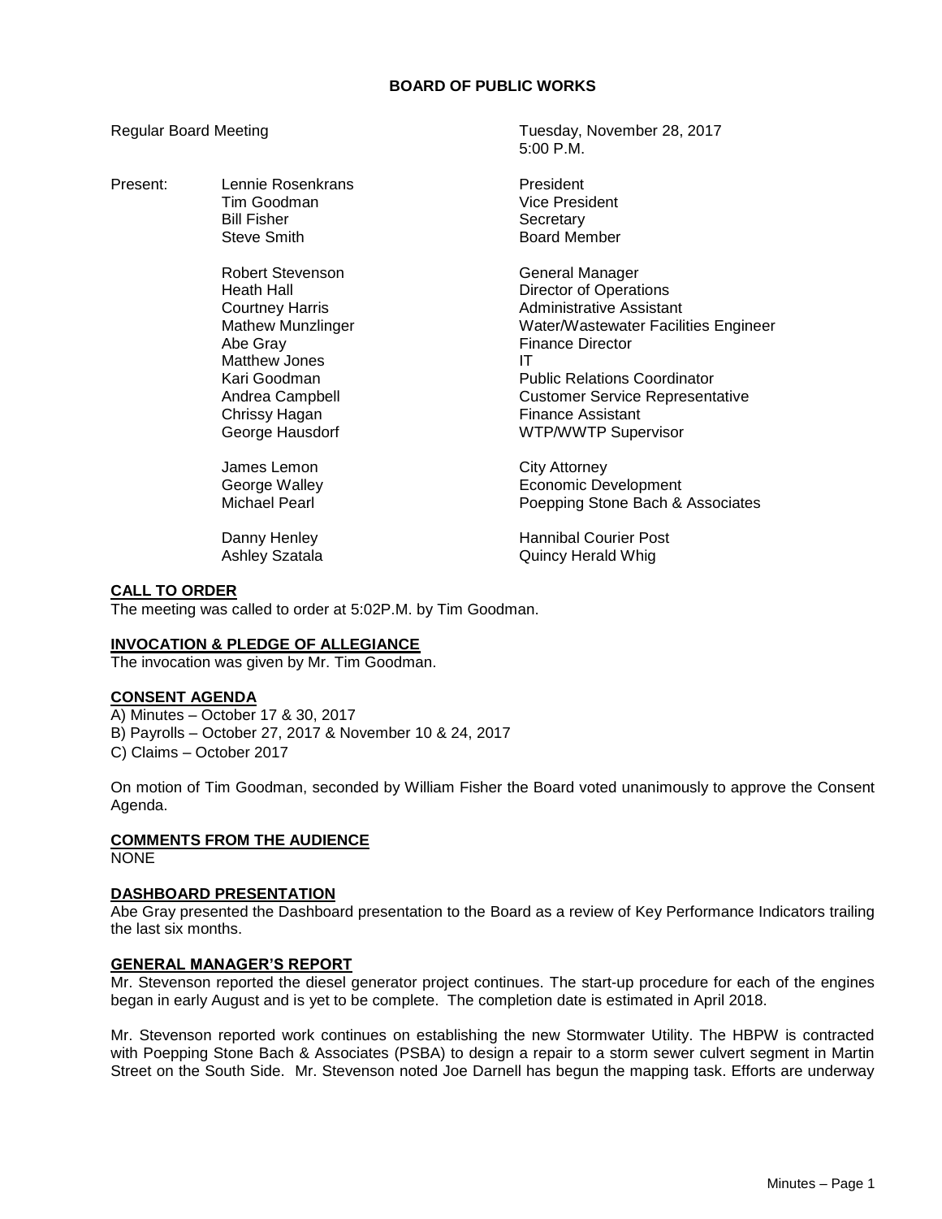# BOARD OF PUBLIC WORKS

Regular Board Meeting — Tuesday, November 28, 2017, 5:00 P.M.

| Present: | | |
|---|---|---|
| | Lennie Rosenkrans | President |
| | Tim Goodman | Vice President |
| | Bill Fisher | Secretary |
| | Steve Smith | Board Member |
| | | |
| | Robert Stevenson | General Manager |
| | Heath Hall | Director of Operations |
| | Courtney Harris | Administrative Assistant |
| | Mathew Munzlinger | Water/Wastewater Facilities Engineer |
| | Abe Gray | Finance Director |
| | Matthew Jones | IT |
| | Kari Goodman | Public Relations Coordinator |
| | Andrea Campbell | Customer Service Representative |
| | Chrissy Hagan | Finance Assistant |
| | George Hausdorf | WTP/WWTP Supervisor |
| | | |
| | James Lemon | City Attorney |
| | George Walley | Economic Development |
| | Michael Pearl | Poepping Stone Bach & Associates |
| | | |
| | Danny Henley | Hannibal Courier Post |
| | Ashley Szatala | Quincy Herald Whig |

## CALL TO ORDER

The meeting was called to order at 5:02P.M. by Tim Goodman.

## INVOCATION & PLEDGE OF ALLEGIANCE

The invocation was given by Mr. Tim Goodman.

## CONSENT AGENDA

A) Minutes – October 17 & 30, 2017
B) Payrolls – October 27, 2017 & November 10 & 24, 2017
C) Claims – October 2017

On motion of Tim Goodman, seconded by William Fisher the Board voted unanimously to approve the Consent Agenda.

## COMMENTS FROM THE AUDIENCE

NONE

## DASHBOARD PRESENTATION

Abe Gray presented the Dashboard presentation to the Board as a review of Key Performance Indicators trailing the last six months.

## GENERAL MANAGER'S REPORT

Mr. Stevenson reported the diesel generator project continues. The start-up procedure for each of the engines began in early August and is yet to be complete. The completion date is estimated in April 2018.

Mr. Stevenson reported work continues on establishing the new Stormwater Utility. The HBPW is contracted with Poepping Stone Bach & Associates (PSBA) to design a repair to a storm sewer culvert segment in Martin Street on the South Side. Mr. Stevenson noted Joe Darnell has begun the mapping task. Efforts are underway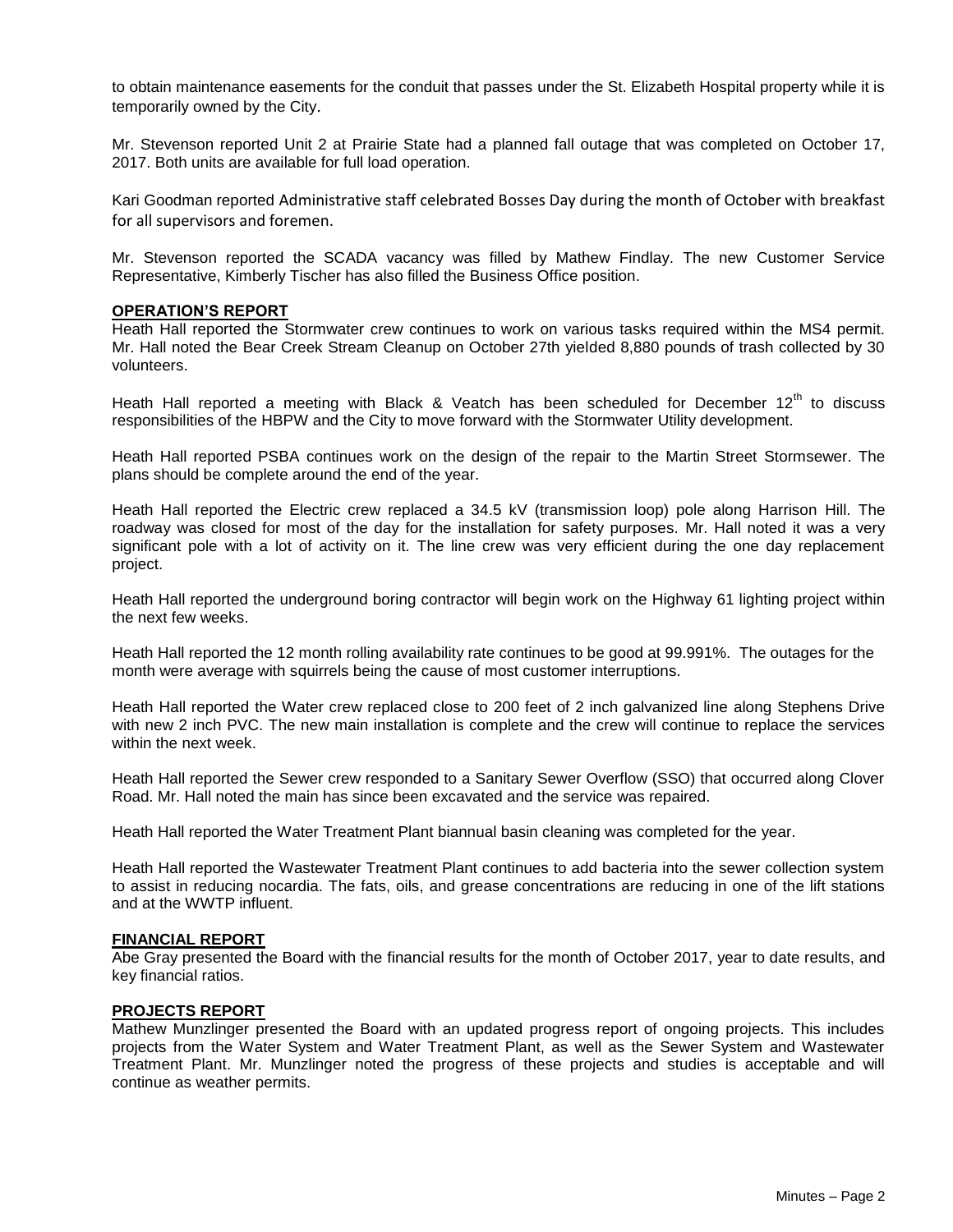to obtain maintenance easements for the conduit that passes under the St. Elizabeth Hospital property while it is temporarily owned by the City.

Mr. Stevenson reported Unit 2 at Prairie State had a planned fall outage that was completed on October 17, 2017. Both units are available for full load operation.

Kari Goodman reported Administrative staff celebrated Bosses Day during the month of October with breakfast for all supervisors and foremen.

Mr. Stevenson reported the SCADA vacancy was filled by Mathew Findlay. The new Customer Service Representative, Kimberly Tischer has also filled the Business Office position.

**OPERATION'S REPORT**

Heath Hall reported the Stormwater crew continues to work on various tasks required within the MS4 permit. Mr. Hall noted the Bear Creek Stream Cleanup on October 27th yielded 8,880 pounds of trash collected by 30 volunteers.

Heath Hall reported a meeting with Black & Veatch has been scheduled for December 12th to discuss responsibilities of the HBPW and the City to move forward with the Stormwater Utility development.

Heath Hall reported PSBA continues work on the design of the repair to the Martin Street Stormsewer. The plans should be complete around the end of the year.

Heath Hall reported the Electric crew replaced a 34.5 kV (transmission loop) pole along Harrison Hill. The roadway was closed for most of the day for the installation for safety purposes. Mr. Hall noted it was a very significant pole with a lot of activity on it. The line crew was very efficient during the one day replacement project.

Heath Hall reported the underground boring contractor will begin work on the Highway 61 lighting project within the next few weeks.

Heath Hall reported the 12 month rolling availability rate continues to be good at 99.991%. The outages for the month were average with squirrels being the cause of most customer interruptions.

Heath Hall reported the Water crew replaced close to 200 feet of 2 inch galvanized line along Stephens Drive with new 2 inch PVC. The new main installation is complete and the crew will continue to replace the services within the next week.

Heath Hall reported the Sewer crew responded to a Sanitary Sewer Overflow (SSO) that occurred along Clover Road. Mr. Hall noted the main has since been excavated and the service was repaired.

Heath Hall reported the Water Treatment Plant biannual basin cleaning was completed for the year.

Heath Hall reported the Wastewater Treatment Plant continues to add bacteria into the sewer collection system to assist in reducing nocardia. The fats, oils, and grease concentrations are reducing in one of the lift stations and at the WWTP influent.

**FINANCIAL REPORT**

Abe Gray presented the Board with the financial results for the month of October 2017, year to date results, and key financial ratios.

**PROJECTS REPORT**

Mathew Munzlinger presented the Board with an updated progress report of ongoing projects. This includes projects from the Water System and Water Treatment Plant, as well as the Sewer System and Wastewater Treatment Plant. Mr. Munzlinger noted the progress of these projects and studies is acceptable and will continue as weather permits.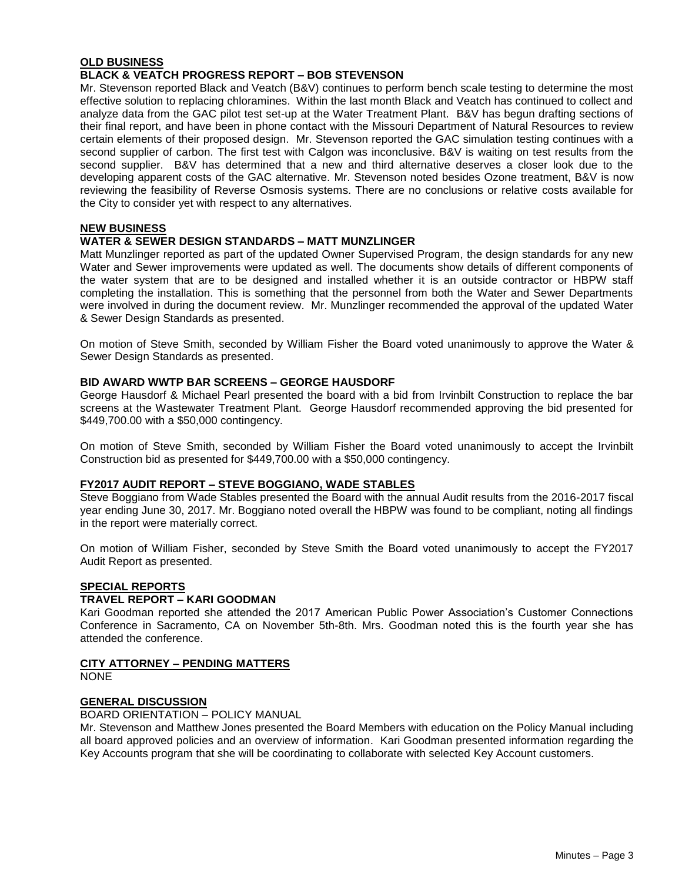## OLD BUSINESS

### BLACK & VEATCH PROGRESS REPORT – BOB STEVENSON

Mr. Stevenson reported Black and Veatch (B&V) continues to perform bench scale testing to determine the most effective solution to replacing chloramines. Within the last month Black and Veatch has continued to collect and analyze data from the GAC pilot test set-up at the Water Treatment Plant. B&V has begun drafting sections of their final report, and have been in phone contact with the Missouri Department of Natural Resources to review certain elements of their proposed design. Mr. Stevenson reported the GAC simulation testing continues with a second supplier of carbon. The first test with Calgon was inconclusive. B&V is waiting on test results from the second supplier. B&V has determined that a new and third alternative deserves a closer look due to the developing apparent costs of the GAC alternative. Mr. Stevenson noted besides Ozone treatment, B&V is now reviewing the feasibility of Reverse Osmosis systems. There are no conclusions or relative costs available for the City to consider yet with respect to any alternatives.

## NEW BUSINESS

### WATER & SEWER DESIGN STANDARDS – MATT MUNZLINGER

Matt Munzlinger reported as part of the updated Owner Supervised Program, the design standards for any new Water and Sewer improvements were updated as well. The documents show details of different components of the water system that are to be designed and installed whether it is an outside contractor or HBPW staff completing the installation. This is something that the personnel from both the Water and Sewer Departments were involved in during the document review. Mr. Munzlinger recommended the approval of the updated Water & Sewer Design Standards as presented.

On motion of Steve Smith, seconded by William Fisher the Board voted unanimously to approve the Water & Sewer Design Standards as presented.

### BID AWARD WWTP BAR SCREENS – GEORGE HAUSDORF

George Hausdorf & Michael Pearl presented the board with a bid from Irvinbilt Construction to replace the bar screens at the Wastewater Treatment Plant. George Hausdorf recommended approving the bid presented for $449,700.00 with a $50,000 contingency.

On motion of Steve Smith, seconded by William Fisher the Board voted unanimously to accept the Irvinbilt Construction bid as presented for $449,700.00 with a $50,000 contingency.

### FY2017 AUDIT REPORT – STEVE BOGGIANO, WADE STABLES

Steve Boggiano from Wade Stables presented the Board with the annual Audit results from the 2016-2017 fiscal year ending June 30, 2017. Mr. Boggiano noted overall the HBPW was found to be compliant, noting all findings in the report were materially correct.

On motion of William Fisher, seconded by Steve Smith the Board voted unanimously to accept the FY2017 Audit Report as presented.

## SPECIAL REPORTS

### TRAVEL REPORT – KARI GOODMAN

Kari Goodman reported she attended the 2017 American Public Power Association's Customer Connections Conference in Sacramento, CA on November 5th-8th. Mrs. Goodman noted this is the fourth year she has attended the conference.

## CITY ATTORNEY – PENDING MATTERS

NONE

## GENERAL DISCUSSION

BOARD ORIENTATION – POLICY MANUAL

Mr. Stevenson and Matthew Jones presented the Board Members with education on the Policy Manual including all board approved policies and an overview of information. Kari Goodman presented information regarding the Key Accounts program that she will be coordinating to collaborate with selected Key Account customers.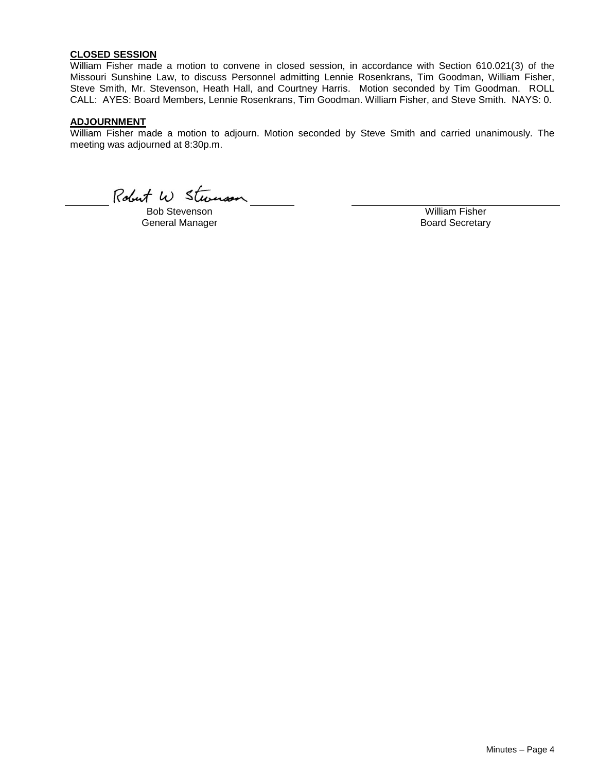**CLOSED SESSION**

William Fisher made a motion to convene in closed session, in accordance with Section 610.021(3) of the Missouri Sunshine Law, to discuss Personnel admitting Lennie Rosenkrans, Tim Goodman, William Fisher, Steve Smith, Mr. Stevenson, Heath Hall, and Courtney Harris. Motion seconded by Tim Goodman. ROLL CALL: AYES: Board Members, Lennie Rosenkrans, Tim Goodman. William Fisher, and Steve Smith. NAYS: 0.

**ADJOURNMENT**

William Fisher made a motion to adjourn. Motion seconded by Steve Smith and carried unanimously. The meeting was adjourned at 8:30p.m.

Robert W Stevenson

Bob Stevenson
General Manager

William Fisher
Board Secretary